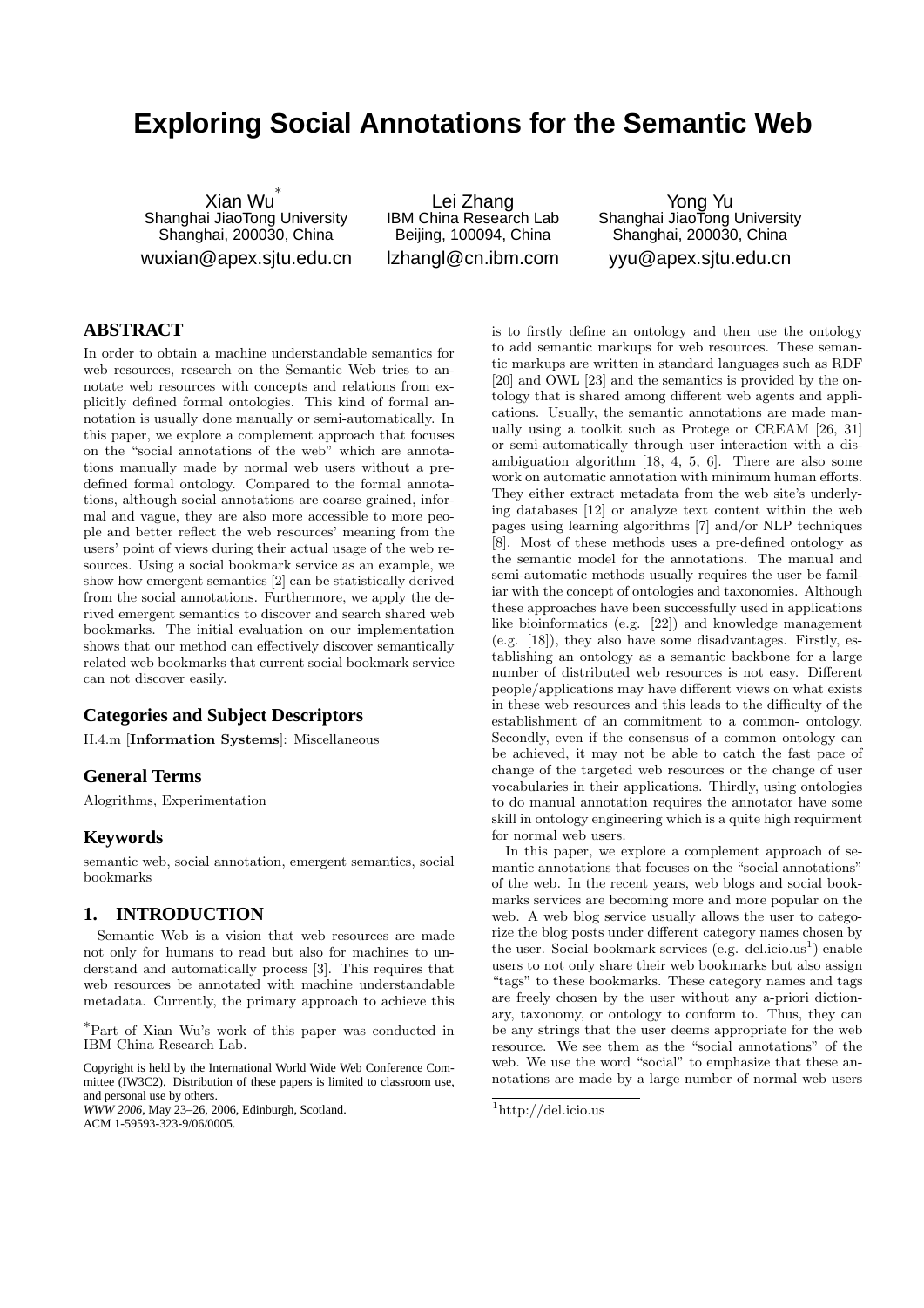# Exploring Social Annotations for the Semantic Web

Xian Wu[*]
Shanghai JiaoTong University
Shanghai, 200030, China
wuxian@apex.sjtu.edu.cn

Lei Zhang
IBM China Research Lab
Beijing, 100094, China
lzhangl@cn.ibm.com

Yong Yu
Shanghai JiaoTong University
Shanghai, 200030, China
yyu@apex.sjtu.edu.cn

## ABSTRACT

In order to obtain a machine understandable semantics for web resources, research on the Semantic Web tries to annotate web resources with concepts and relations from explicitly defined formal ontologies. This kind of formal annotation is usually done manually or semi-automatically. In this paper, we explore a complement approach that focuses on the "social annotations of the web" which are annotations manually made by normal web users without a pre-defined formal ontology. Compared to the formal annotations, although social annotations are coarse-grained, informal and vague, they are also more accessible to more people and better reflect the web resources' meaning from the users' point of views during their actual usage of the web resources. Using a social bookmark service as an example, we show how emergent semantics [2] can be statistically derived from the social annotations. Furthermore, we apply the derived emergent semantics to discover and search shared web bookmarks. The initial evaluation on our implementation shows that our method can effectively discover semantically related web bookmarks that current social bookmark service can not discover easily.

## Categories and Subject Descriptors

H.4.m [**Information Systems**]: Miscellaneous

## General Terms

Alogrithms, Experimentation

## Keywords

semantic web, social annotation, emergent semantics, social bookmarks

## 1. INTRODUCTION

Semantic Web is a vision that web resources are made not only for humans to read but also for machines to understand and automatically process [3]. This requires that web resources be annotated with machine understandable metadata. Currently, the primary approach to achieve this is to firstly define an ontology and then use the ontology to add semantic markups for web resources. These semantic markups are written in standard languages such as RDF [20] and OWL [23] and the semantics is provided by the ontology that is shared among different web agents and applications. Usually, the semantic annotations are made manually using a toolkit such as Protege or CREAM [26, 31] or semi-automatically through user interaction with a disambiguation algorithm [18, 4, 5, 6]. There are also some work on automatic annotation with minimum human efforts. They either extract metadata from the web site's underlying databases [12] or analyze text content within the web pages using learning algorithms [7] and/or NLP techniques [8]. Most of these methods uses a pre-defined ontology as the semantic model for the annotations. The manual and semi-automatic methods usually requires the user be familiar with the concept of ontologies and taxonomies. Although these approaches have been successfully used in applications like bioinformatics (e.g. [22]) and knowledge management (e.g. [18]), they also have some disadvantages. Firstly, establishing an ontology as a semantic backbone for a large number of distributed web resources is not easy. Different people/applications may have different views on what exists in these web resources and this leads to the difficulty of the establishment of an commitment to a common- ontology. Secondly, even if the consensus of a common ontology can be achieved, it may not be able to catch the fast pace of change of the targeted web resources or the change of user vocabularies in their applications. Thirdly, using ontologies to do manual annotation requires the annotator have some skill in ontology engineering which is a quite high requirment for normal web users.

In this paper, we explore a complement approach of semantic annotations that focuses on the "social annotations" of the web. In the recent years, web blogs and social bookmarks services are becoming more and more popular on the web. A web blog service usually allows the user to categorize the blog posts under different category names chosen by the user. Social bookmark services (e.g. del.icio.us[1]) enable users to not only share their web bookmarks but also assign "tags" to these bookmarks. These category names and tags are freely chosen by the user without any a-priori dictionary, taxonomy, or ontology to conform to. Thus, they can be any strings that the user deems appropriate for the web resource. We see them as the "social annotations" of the web. We use the word "social" to emphasize that these annotations are made by a large number of normal web users

[*]Part of Xian Wu's work of this paper was conducted in IBM China Research Lab.

Copyright is held by the International World Wide Web Conference Committee (IW3C2). Distribution of these papers is limited to classroom use, and personal use by others.
*WWW 2006*, May 23–26, 2006, Edinburgh, Scotland.
ACM 1-59593-323-9/06/0005.

[1]http://del.icio.us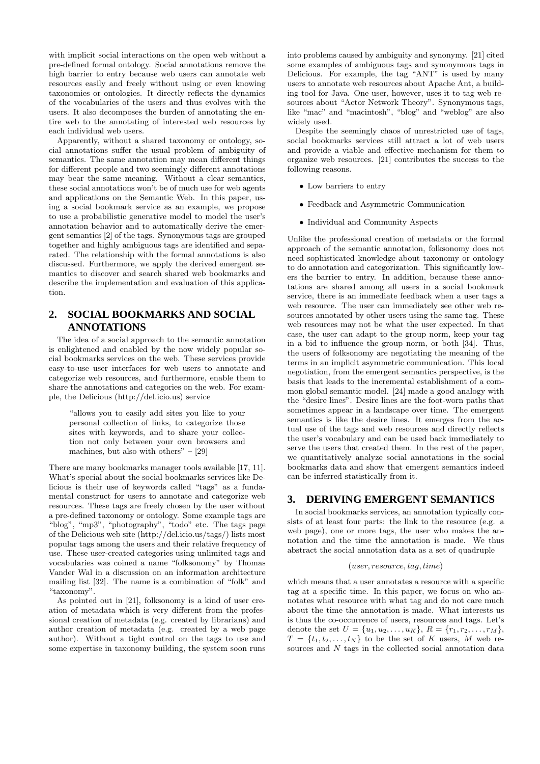with implicit social interactions on the open web without a pre-defined formal ontology. Social annotations remove the high barrier to entry because web users can annotate web resources easily and freely without using or even knowing taxonomies or ontologies. It directly reflects the dynamics of the vocabularies of the users and thus evolves with the users. It also decomposes the burden of annotating the entire web to the annotating of interested web resources by each individual web users.

Apparently, without a shared taxonomy or ontology, social annotations suffer the usual problem of ambiguity of semantics. The same annotation may mean different things for different people and two seemingly different annotations may bear the same meaning. Without a clear semantics, these social annotations won't be of much use for web agents and applications on the Semantic Web. In this paper, using a social bookmark service as an example, we propose to use a probabilistic generative model to model the user's annotation behavior and to automatically derive the emergent semantics [2] of the tags. Synonymous tags are grouped together and highly ambiguous tags are identified and separated. The relationship with the formal annotations is also discussed. Furthermore, we apply the derived emergent semantics to discover and search shared web bookmarks and describe the implementation and evaluation of this application.

## 2. SOCIAL BOOKMARKS AND SOCIAL ANNOTATIONS

The idea of a social approach to the semantic annotation is enlightened and enabled by the now widely popular social bookmarks services on the web. These services provide easy-to-use user interfaces for web users to annotate and categorize web resources, and furthermore, enable them to share the annotations and categories on the web. For example, the Delicious (http://del.icio.us) service

> "allows you to easily add sites you like to your personal collection of links, to categorize those sites with keywords, and to share your collection not only between your own browsers and machines, but also with others" – [29]

There are many bookmarks manager tools available [17, 11]. What's special about the social bookmarks services like Delicious is their use of keywords called "tags" as a fundamental construct for users to annotate and categorize web resources. These tags are freely chosen by the user without a pre-defined taxonomy or ontology. Some example tags are "blog", "mp3", "photography", "todo" etc. The tags page of the Delicious web site (http://del.icio.us/tags/) lists most popular tags among the users and their relative frequency of use. These user-created categories using unlimited tags and vocabularies was coined a name "folksonomy" by Thomas Vander Wal in a discussion on an information architecture mailing list [32]. The name is a combination of "folk" and "taxonomy".

As pointed out in [21], folksonomy is a kind of user creation of metadata which is very different from the professional creation of metadata (e.g. created by librarians) and author creation of metadata (e.g. created by a web page author). Without a tight control on the tags to use and some expertise in taxonomy building, the system soon runs into problems caused by ambiguity and synonymy. [21] cited some examples of ambiguous tags and synonymous tags in Delicious. For example, the tag "ANT" is used by many users to annotate web resources about Apache Ant, a building tool for Java. One user, however, uses it to tag web resources about "Actor Network Theory". Synonymous tags, like "mac" and "macintosh", "blog" and "weblog" are also widely used.

Despite the seemingly chaos of unrestricted use of tags, social bookmarks services still attract a lot of web users and provide a viable and effective mechanism for them to organize web resources. [21] contributes the success to the following reasons.

- Low barriers to entry
- Feedback and Asymmetric Communication
- Individual and Community Aspects

Unlike the professional creation of metadata or the formal approach of the semantic annotation, folksonomy does not need sophisticated knowledge about taxonomy or ontology to do annotation and categorization. This significantly lowers the barrier to entry. In addition, because these annotations are shared among all users in a social bookmark service, there is an immediate feedback when a user tags a web resource. The user can immediately see other web resources annotated by other users using the same tag. These web resources may not be what the user expected. In that case, the user can adapt to the group norm, keep your tag in a bid to influence the group norm, or both [34]. Thus, the users of folksonomy are negotiating the meaning of the terms in an implicit asymmetric communication. This local negotiation, from the emergent semantics perspective, is the basis that leads to the incremental establishment of a common global semantic model. [24] made a good analogy with the "desire lines". Desire lines are the foot-worn paths that sometimes appear in a landscape over time. The emergent semantics is like the desire lines. It emerges from the actual use of the tags and web resources and directly reflects the user's vocabulary and can be used back immediately to serve the users that created them. In the rest of the paper, we quantitatively analyze social annotations in the social bookmarks data and show that emergent semantics indeed can be inferred statistically from it.

## 3. DERIVING EMERGENT SEMANTICS

In social bookmarks services, an annotation typically consists of at least four parts: the link to the resource (e.g. a web page), one or more tags, the user who makes the annotation and the time the annotation is made. We thus abstract the social annotation data as a set of quadruple

$$(user, resource, tag, time)$$

which means that a user annotates a resource with a specific tag at a specific time. In this paper, we focus on who annotates what resource with what tag and do not care much about the time the annotation is made. What interests us is thus the co-occurrence of users, resources and tags. Let's denote the set $U = \{u_1, u_2, \ldots, u_K\}$, $R = \{r_1, r_2, \ldots, r_M\}$, $T = \{t_1, t_2, \ldots, t_N\}$ to be the set of $K$ users, $M$ web resources and $N$ tags in the collected social annotation data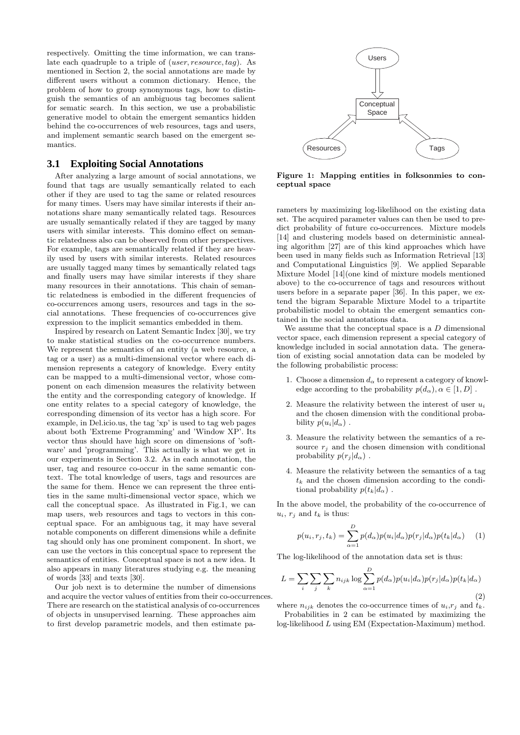respectively. Omitting the time information, we can translate each quadruple to a triple of $(user, resource, tag)$. As mentioned in Section 2, the social annotations are made by different users without a common dictionary. Hence, the problem of how to group synonymous tags, how to distinguish the semantics of an ambiguous tag becomes salient for sematic search. In this section, we use a probabilistic generative model to obtain the emergent semantics hidden behind the co-occurrences of web resources, tags and users, and implement semantic search based on the emergent semantics.

## 3.1 Exploiting Social Annotations

After analyzing a large amount of social annotations, we found that tags are usually semantically related to each other if they are used to tag the same or related resources for many times. Users may have similar interests if their annotations share many semantically related tags. Resources are usually semantically related if they are tagged by many users with similar interests. This domino effect on semantic relatedness also can be observed from other perspectives. For example, tags are semantically related if they are heavily used by users with similar interests. Related resources are usually tagged many times by semantically related tags and finally users may have similar interests if they share many resources in their annotations. This chain of semantic relatedness is embodied in the different frequencies of co-occurrences among users, resources and tags in the social annotations. These frequencies of co-occurrences give expression to the implicit semantics embedded in them.

Inspired by research on Latent Semantic Index [30], we try to make statistical studies on the co-occurrence numbers. We represent the semantics of an entity (a web resource, a tag or a user) as a multi-dimensional vector where each dimension represents a category of knowledge. Every entity can be mapped to a multi-dimensional vector, whose component on each dimension measures the relativity between the entity and the corresponding category of knowledge. If one entity relates to a special category of knowledge, the corresponding dimension of its vector has a high score. For example, in Del.icio.us, the tag 'xp' is used to tag web pages about both 'Extreme Programming' and 'Window XP'. Its vector thus should have high score on dimensions of 'software' and 'programming'. This actually is what we get in our experiments in Section 3.2. As in each annotation, the user, tag and resource co-occur in the same semantic context. The total knowledge of users, tags and resources are the same for them. Hence we can represent the three entities in the same multi-dimensional vector space, which we call the conceptual space. As illustrated in Fig.1, we can map users, web resources and tags to vectors in this conceptual space. For an ambiguous tag, it may have several notable components on different dimensions while a definite tag should only has one prominent component. In short, we can use the vectors in this conceptual space to represent the semantics of entities. Conceptual space is not a new idea. It also appears in many literatures studying e.g. the meaning of words [33] and texts [30].

Our job next is to determine the number of dimensions and acquire the vector values of entities from their co-occurrences. There are research on the statistical analysis of co-occurrences of objects in unsupervised learning. These approaches aim to first develop parametric models, and then estimate parameters by maximizing log-likelihood on the existing data set. The acquired parameter values can then be used to predict probability of future co-occurrences. Mixture models [14] and clustering models based on deterministic annealing algorithm [27] are of this kind approaches which have been used in many fields such as Information Retrieval [13] and Computational Linguistics [9]. We applied Separable Mixture Model [14](one kind of mixture models mentioned above) to the co-occurrence of tags and resources without users before in a separate paper [36]. In this paper, we extend the bigram Separable Mixture Model to a tripartite probabilistic model to obtain the emergent semantics contained in the social annotations data.

Users

Conceptual Space

Resources

Tags

**Figure 1: Mapping entities in folksonmies to conceptual space**

We assume that the conceptual space is a $D$ dimensional vector space, each dimension represent a special category of knowledge included in social annotation data. The generation of existing social annotation data can be modeled by the following probabilistic process:

1. Choose a dimension $d_\alpha$ to represent a category of knowledge according to the probability $p(d_\alpha), \alpha \in [1, D]$ .
2. Measure the relativity between the interest of user $u_i$ and the chosen dimension with the conditional probability $p(u_i|d_\alpha)$ .
3. Measure the relativity between the semantics of a resource $r_j$ and the chosen dimension with conditional probability $p(r_j|d_\alpha)$ .
4. Measure the relativity between the semantics of a tag $t_k$ and the chosen dimension according to the conditional probability $p(t_k|d_\alpha)$ .

In the above model, the probability of the co-occurrence of $u_i$, $r_j$ and $t_k$ is thus:

$$p(u_i, r_j, t_k) = \sum_{\alpha=1}^{D} p(d_\alpha)p(u_i|d_\alpha)p(r_j|d_\alpha)p(t_k|d_\alpha) \quad (1)$$

The log-likelihood of the annotation data set is thus:

$$L = \sum_i \sum_j \sum_k n_{ijk} \log \sum_{\alpha=1}^{D} p(d_\alpha)p(u_i|d_\alpha)p(r_j|d_\alpha)p(t_k|d_\alpha) \quad (2)$$

where $n_{ijk}$ denotes the co-occurrence times of $u_i$,$r_j$ and $t_k$.

Probabilities in 2 can be estimated by maximizing the log-likelihood $L$ using EM (Expectation-Maximum) method.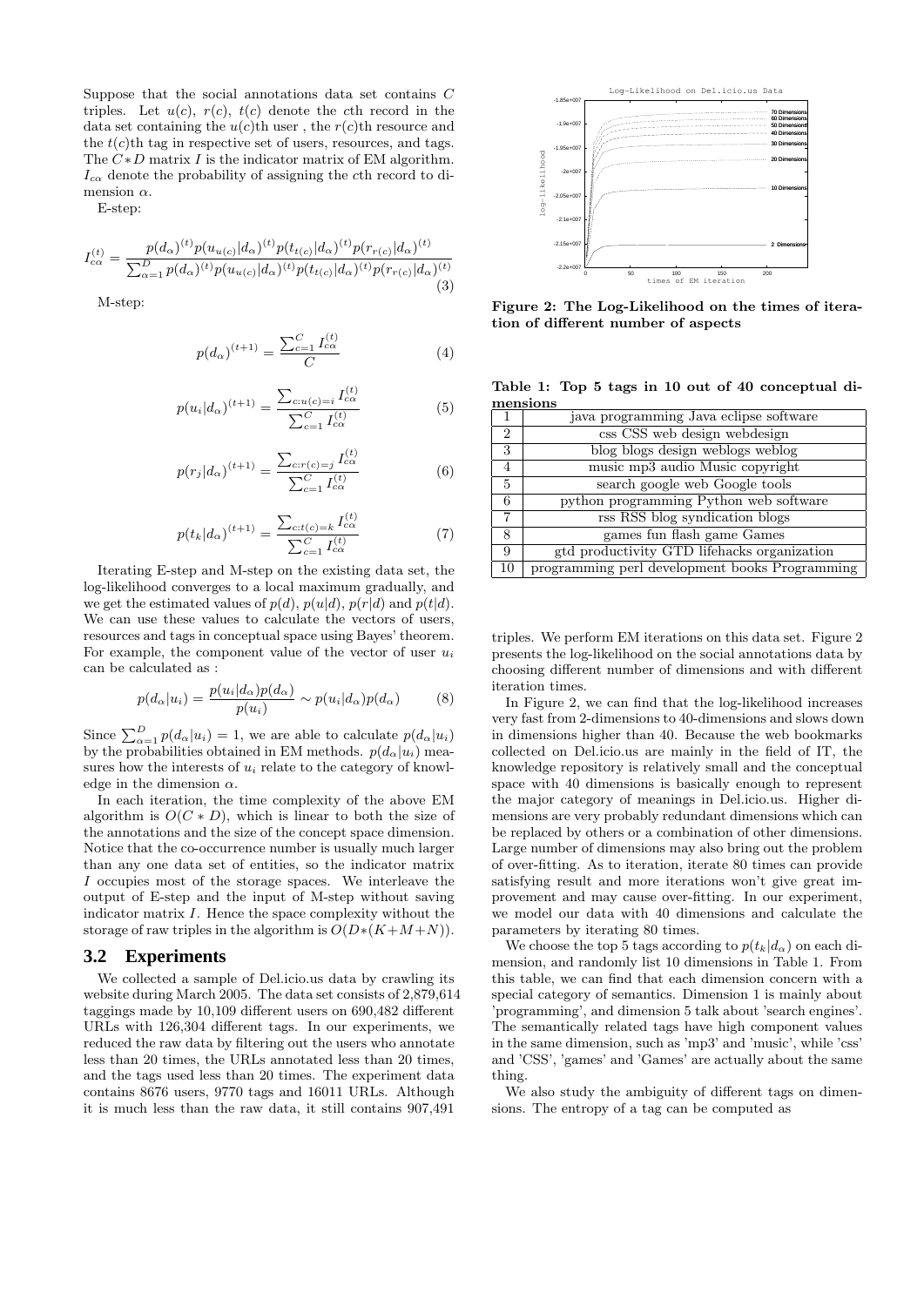Suppose that the social annotations data set contains $C$ triples. Let $u(c)$, $r(c)$, $t(c)$ denote the $c$th record in the data set containing the $u(c)$th user , the $r(c)$th resource and the $t(c)$th tag in respective set of users, resources, and tags. The $C*D$ matrix $I$ is the indicator matrix of EM algorithm. $I_{c\alpha}$ denote the probability of assigning the $c$th record to dimension $\alpha$.

E-step:

$$I_{c\alpha}^{(t)} = \frac{p(d_\alpha)^{(t)} p(u_{u(c)}|d_\alpha)^{(t)} p(t_{t(c)}|d_\alpha)^{(t)} p(r_{r(c)}|d_\alpha)^{(t)}}{\sum_{\alpha=1}^{D} p(d_\alpha)^{(t)} p(u_{u(c)}|d_\alpha)^{(t)} p(t_{t(c)}|d_\alpha)^{(t)} p(r_{r(c)}|d_\alpha)^{(t)}} \tag{3}$$

M-step:

$$p(d_\alpha)^{(t+1)} = \frac{\sum_{c=1}^{C} I_{c\alpha}^{(t)}}{C} \tag{4}$$

$$p(u_i|d_\alpha)^{(t+1)} = \frac{\sum_{c:u(c)=i} I_{c\alpha}^{(t)}}{\sum_{c=1}^{C} I_{c\alpha}^{(t)}} \tag{5}$$

$$p(r_j|d_\alpha)^{(t+1)} = \frac{\sum_{c:r(c)=j} I_{c\alpha}^{(t)}}{\sum_{c=1}^{C} I_{c\alpha}^{(t)}} \tag{6}$$

$$p(t_k|d_\alpha)^{(t+1)} = \frac{\sum_{c:t(c)=k} I_{c\alpha}^{(t)}}{\sum_{c=1}^{C} I_{c\alpha}^{(t)}} \tag{7}$$

Iterating E-step and M-step on the existing data set, the log-likelihood converges to a local maximum gradually, and we get the estimated values of $p(d)$, $p(u|d)$, $p(r|d)$ and $p(t|d)$. We can use these values to calculate the vectors of users, resources and tags in conceptual space using Bayes' theorem. For example, the component value of the vector of user $u_i$ can be calculated as :

$$p(d_\alpha|u_i) = \frac{p(u_i|d_\alpha)p(d_\alpha)}{p(u_i)} \sim p(u_i|d_\alpha)p(d_\alpha) \tag{8}$$

Since $\sum_{\alpha=1}^{D} p(d_\alpha|u_i) = 1$, we are able to calculate $p(d_\alpha|u_i)$ by the probabilities obtained in EM methods. $p(d_\alpha|u_i)$ measures how the interests of $u_i$ relate to the category of knowledge in the dimension $\alpha$.

In each iteration, the time complexity of the above EM algorithm is $O(C*D)$, which is linear to both the size of the annotations and the size of the concept space dimension. Notice that the co-occurrence number is usually much larger than any one data set of entities, so the indicator matrix $I$ occupies most of the storage spaces. We interleave the output of E-step and the input of M-step without saving indicator matrix $I$. Hence the space complexity without the storage of raw triples in the algorithm is $O(D*(K+M+N))$.

## 3.2 Experiments

We collected a sample of Del.icio.us data by crawling its website during March 2005. The data set consists of 2,879,614 taggings made by 10,109 different users on 690,482 different URLs with 126,304 different tags. In our experiments, we reduced the raw data by filtering out the users who annotate less than 20 times, the URLs annotated less than 20 times, and the tags used less than 20 times. The experiment data contains 8676 users, 9770 tags and 16011 URLs. Although it is much less than the raw data, it still contains 907,491 triples. We perform EM iterations on this data set. Figure 2 presents the log-likelihood on the social annotations data by choosing different number of dimensions and with different iteration times.

**Figure 2: The Log-Likelihood on the times of iteration of different number of aspects**

In Figure 2, we can find that the log-likelihood increases very fast from 2-dimensions to 40-dimensions and slows down in dimensions higher than 40. Because the web bookmarks collected on Del.icio.us are mainly in the field of IT, the knowledge repository is relatively small and the conceptual space with 40 dimensions is basically enough to represent the major category of meanings in Del.icio.us. Higher dimensions are very probably redundant dimensions which can be replaced by others or a combination of other dimensions. Large number of dimensions may also bring out the problem of over-fitting. As to iteration, iterate 80 times can provide satisfying result and more iterations won't give great improvement and may cause over-fitting. In our experiment, we model our data with 40 dimensions and calculate the parameters by iterating 80 times.

**Table 1: Top 5 tags in 10 out of 40 conceptual dimensions**

| | |
|---|---|
| 1 | java programming Java eclipse software |
| 2 | css CSS web design webdesign |
| 3 | blog blogs design weblogs weblog |
| 4 | music mp3 audio Music copyright |
| 5 | search google web Google tools |
| 6 | python programming Python web software |
| 7 | rss RSS blog syndication blogs |
| 8 | games fun flash game Games |
| 9 | gtd productivity GTD lifehacks organization |
| 10 | programming perl development books Programming |

We choose the top 5 tags according to $p(t_k|d_\alpha)$ on each dimension, and randomly list 10 dimensions in Table 1. From this table, we can find that each dimension concern with a special category of semantics. Dimension 1 is mainly about 'programming', and dimension 5 talk about 'search engines'. The semantically related tags have high component values in the same dimension, such as 'mp3' and 'music', while 'css' and 'CSS', 'games' and 'Games' are actually about the same thing.

We also study the ambiguity of different tags on dimensions. The entropy of a tag can be computed as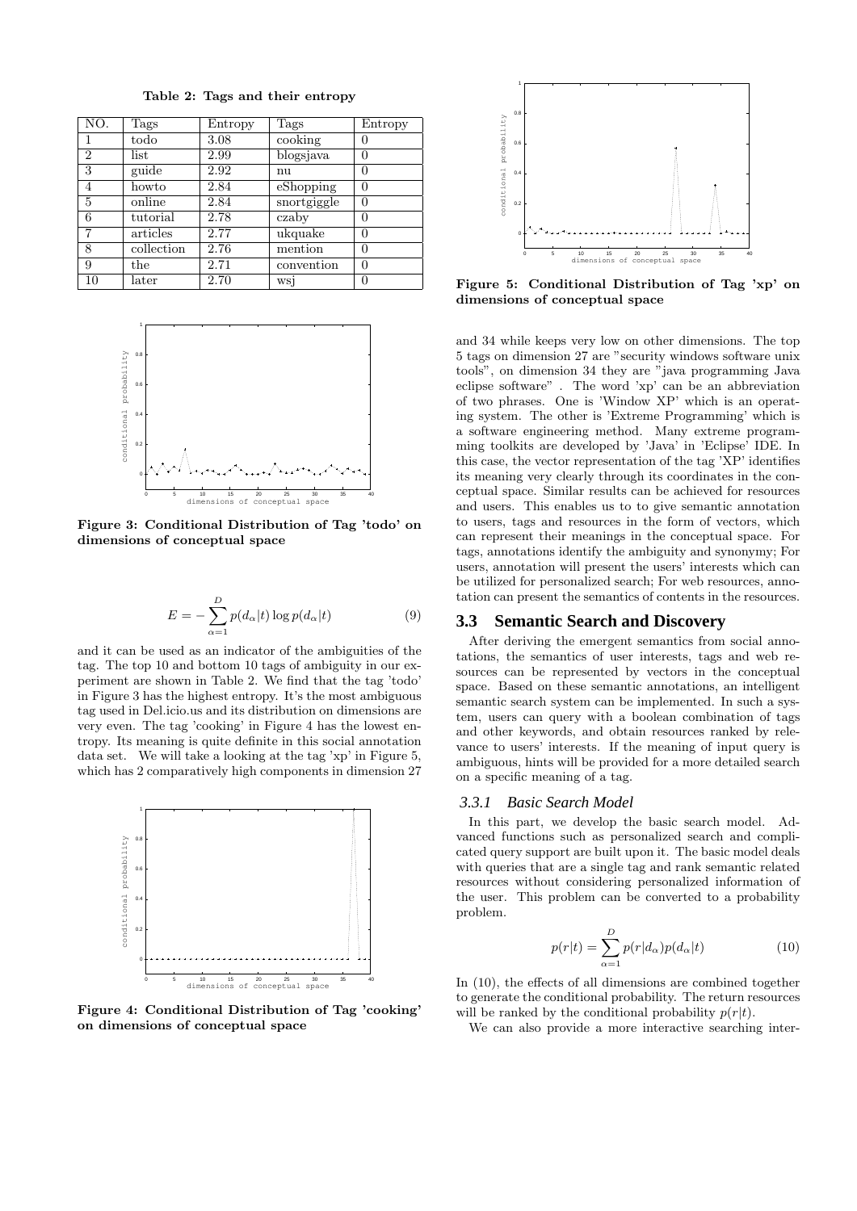**Table 2: Tags and their entropy**

| NO. | Tags | Entropy | Tags | Entropy |
|---|---|---|---|---|
| 1 | todo | 3.08 | cooking | 0 |
| 2 | list | 2.99 | blogsjava | 0 |
| 3 | guide | 2.92 | nu | 0 |
| 4 | howto | 2.84 | eShopping | 0 |
| 5 | online | 2.84 | snortgiggle | 0 |
| 6 | tutorial | 2.78 | czaby | 0 |
| 7 | articles | 2.77 | ukquake | 0 |
| 8 | collection | 2.76 | mention | 0 |
| 9 | the | 2.71 | convention | 0 |
| 10 | later | 2.70 | wsj | 0 |

conditional probability

dimensions of conceptual space

**Figure 3: Conditional Distribution of Tag 'todo' on dimensions of conceptual space**

$$E = -\sum_{\alpha=1}^{D} p(d_\alpha|t)\log p(d_\alpha|t) \tag{9}$$

and it can be used as an indicator of the ambiguities of the tag. The top 10 and bottom 10 tags of ambiguity in our experiment are shown in Table 2. We find that the tag 'todo' in Figure 3 has the highest entropy. It's the most ambiguous tag used in Del.icio.us and its distribution on dimensions are very even. The tag 'cooking' in Figure 4 has the lowest entropy. Its meaning is quite definite in this social annotation data set. We will take a looking at the tag 'xp' in Figure 5, which has 2 comparatively high components in dimension 27

conditional probability

dimensions of conceptual space

**Figure 4: Conditional Distribution of Tag 'cooking' on dimensions of conceptual space**

conditional probability

dimensions of conceptual space

**Figure 5: Conditional Distribution of Tag 'xp' on dimensions of conceptual space**

and 34 while keeps very low on other dimensions. The top 5 tags on dimension 27 are "security windows software unix tools", on dimension 34 they are "java programming Java eclipse software" . The word 'xp' can be an abbreviation of two phrases. One is 'Window XP' which is an operating system. The other is 'Extreme Programming' which is a software engineering method. Many extreme programming toolkits are developed by 'Java' in 'Eclipse' IDE. In this case, the vector representation of the tag 'XP' identifies its meaning very clearly through its coordinates in the conceptual space. Similar results can be achieved for resources and users. This enables us to to give semantic annotation to users, tags and resources in the form of vectors, which can represent their meanings in the conceptual space. For tags, annotations identify the ambiguity and synonymy; For users, annotation will present the users' interests which can be utilized for personalized search; For web resources, annotation can present the semantics of contents in the resources.

## 3.3 Semantic Search and Discovery

After deriving the emergent semantics from social annotations, the semantics of user interests, tags and web resources can be represented by vectors in the conceptual space. Based on these semantic annotations, an intelligent semantic search system can be implemented. In such a system, users can query with a boolean combination of tags and other keywords, and obtain resources ranked by relevance to users' interests. If the meaning of input query is ambiguous, hints will be provided for a more detailed search on a specific meaning of a tag.

### *3.3.1 Basic Search Model*

In this part, we develop the basic search model. Advanced functions such as personalized search and complicated query support are built upon it. The basic model deals with queries that are a single tag and rank semantic related resources without considering personalized information of the user. This problem can be converted to a probability problem.

$$p(r|t) = \sum_{\alpha=1}^{D} p(r|d_\alpha)p(d_\alpha|t) \tag{10}$$

In (10), the effects of all dimensions are combined together to generate the conditional probability. The return resources will be ranked by the conditional probability $p(r|t)$.

We can also provide a more interactive searching inter-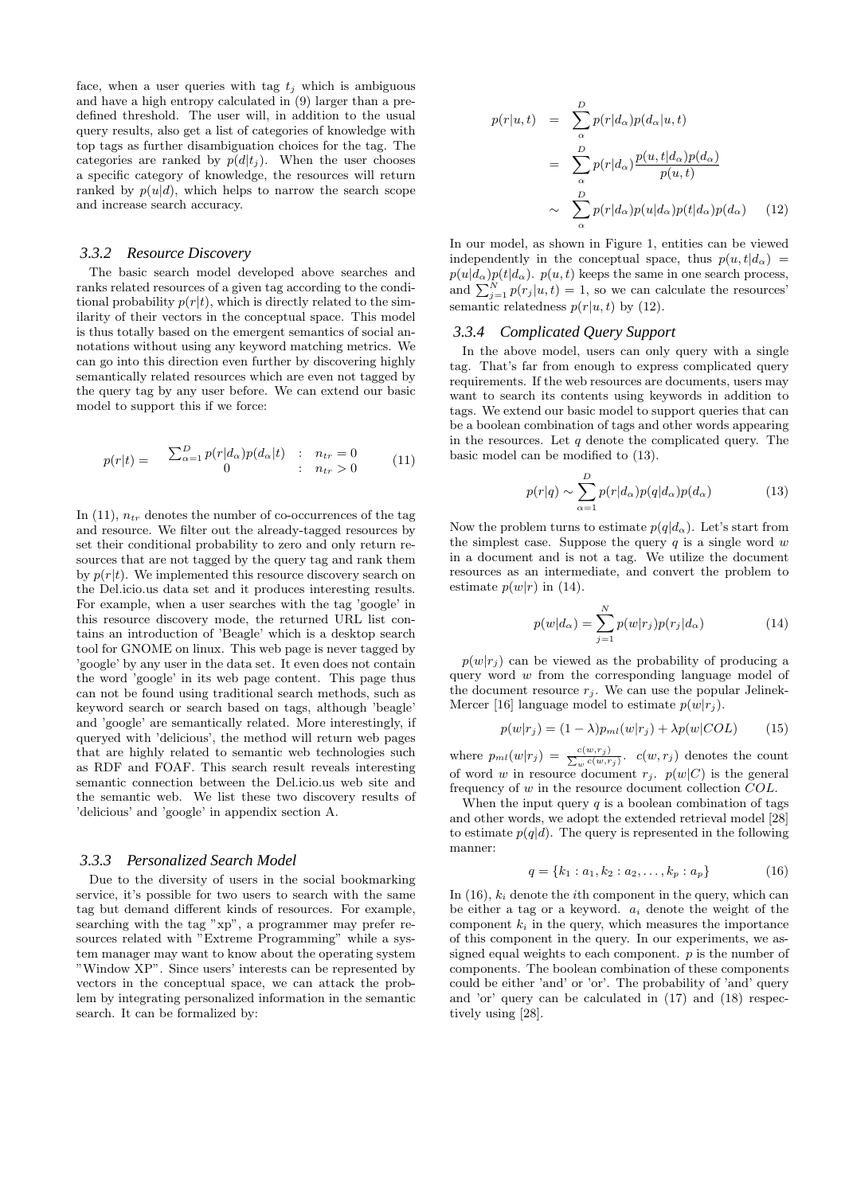face, when a user queries with tag $t_j$ which is ambiguous and have a high entropy calculated in (9) larger than a predefined threshold. The user will, in addition to the usual query results, also get a list of categories of knowledge with top tags as further disambiguation choices for the tag. The categories are ranked by $p(d|t_j)$. When the user chooses a specific category of knowledge, the resources will return ranked by $p(u|d)$, which helps to narrow the search scope and increase search accuracy.

### 3.3.2 Resource Discovery

The basic search model developed above searches and ranks related resources of a given tag according to the conditional probability $p(r|t)$, which is directly related to the similarity of their vectors in the conceptual space. This model is thus totally based on the emergent semantics of social annotations without using any keyword matching metrics. We can go into this direction even further by discovering highly semantically related resources which are even not tagged by the query tag by any user before. We can extend our basic model to support this if we force:

$$p(r|t) = \begin{array}{ccc} \sum_{\alpha=1}^{D} p(r|d_\alpha)p(d_\alpha|t) & : & n_{tr} = 0 \\ 0 & : & n_{tr} > 0 \end{array} \quad (11)$$

In (11), $n_{tr}$ denotes the number of co-occurrences of the tag and resource. We filter out the already-tagged resources by set their conditional probability to zero and only return resources that are not tagged by the query tag and rank them by $p(r|t)$. We implemented this resource discovery search on the Del.icio.us data set and it produces interesting results. For example, when a user searches with the tag 'google' in this resource discovery mode, the returned URL list contains an introduction of 'Beagle' which is a desktop search tool for GNOME on linux. This web page is never tagged by 'google' by any user in the data set. It even does not contain the word 'google' in its web page content. This page thus can not be found using traditional search methods, such as keyword search or search based on tags, although 'beagle' and 'google' are semantically related. More interestingly, if queryed with 'delicious', the method will return web pages that are highly related to semantic web technologies such as RDF and FOAF. This search result reveals interesting semantic connection between the Del.icio.us web site and the semantic web. We list these two discovery results of 'delicious' and 'google' in appendix section A.

### 3.3.3 Personalized Search Model

Due to the diversity of users in the social bookmarking service, it's possible for two users to search with the same tag but demand different kinds of resources. For example, searching with the tag "xp", a programmer may prefer resources related with "Extreme Programming" while a system manager may want to know about the operating system "Window XP". Since users' interests can be represented by vectors in the conceptual space, we can attack the problem by integrating personalized information in the semantic search. It can be formalized by:

$$\begin{aligned} p(r|u,t) &= \sum_{\alpha}^{D} p(r|d_\alpha)p(d_\alpha|u,t) \\ &= \sum_{\alpha}^{D} p(r|d_\alpha)\frac{p(u,t|d_\alpha)p(d_\alpha)}{p(u,t)} \\ &\sim \sum_{\alpha}^{D} p(r|d_\alpha)p(u|d_\alpha)p(t|d_\alpha)p(d_\alpha) \quad (12) \end{aligned}$$

In our model, as shown in Figure 1, entities can be viewed independently in the conceptual space, thus $p(u,t|d_\alpha) = p(u|d_\alpha)p(t|d_\alpha)$. $p(u,t)$ keeps the same in one search process, and $\sum_{j=1}^{N} p(r_j|u,t) = 1$, so we can calculate the resources' semantic relatedness $p(r|u,t)$ by (12).

### 3.3.4 Complicated Query Support

In the above model, users can only query with a single tag. That's far from enough to express complicated query requirements. If the web resources are documents, users may want to search its contents using keywords in addition to tags. We extend our basic model to support queries that can be a boolean combination of tags and other words appearing in the resources. Let $q$ denote the complicated query. The basic model can be modified to (13).

$$p(r|q) \sim \sum_{\alpha=1}^{D} p(r|d_\alpha)p(q|d_\alpha)p(d_\alpha) \quad (13)$$

Now the problem turns to estimate $p(q|d_\alpha)$. Let's start from the simplest case. Suppose the query $q$ is a single word $w$ in a document and is not a tag. We utilize the document resources as an intermediate, and convert the problem to estimate $p(w|r)$ in (14).

$$p(w|d_\alpha) = \sum_{j=1}^{N} p(w|r_j)p(r_j|d_\alpha) \quad (14)$$

$p(w|r_j)$ can be viewed as the probability of producing a query word $w$ from the corresponding language model of the document resource $r_j$. We can use the popular Jelinek-Mercer [16] language model to estimate $p(w|r_j)$.

$$p(w|r_j) = (1-\lambda)p_{ml}(w|r_j) + \lambda p(w|COL) \quad (15)$$

where $p_{ml}(w|r_j) = \frac{c(w,r_j)}{\sum_w c(w,r_j)}$. $c(w,r_j)$ denotes the count of word $w$ in resource document $r_j$. $p(w|C)$ is the general frequency of $w$ in the resource document collection $COL$.

When the input query $q$ is a boolean combination of tags and other words, we adopt the extended retrieval model [28] to estimate $p(q|d)$. The query is represented in the following manner:

$$q = \{k_1 : a_1, k_2 : a_2, \ldots, k_p : a_p\} \quad (16)$$

In (16), $k_i$ denote the $i$th component in the query, which can be either a tag or a keyword. $a_i$ denote the weight of the component $k_i$ in the query, which measures the importance of this component in the query. In our experiments, we assigned equal weights to each component. $p$ is the number of components. The boolean combination of these components could be either 'and' or 'or'. The probability of 'and' query and 'or' query can be calculated in (17) and (18) respectively using [28].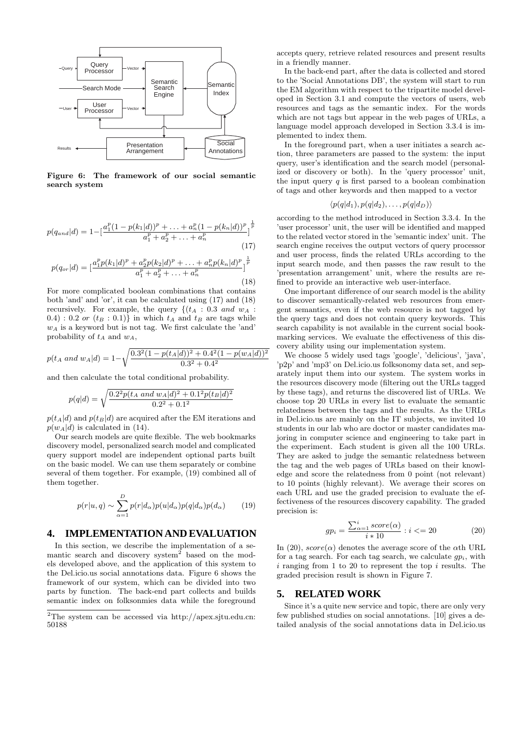Figure 6: The framework of our social semantic search system

$$p(q_{and}|d) = 1 - \left[\frac{a_1^p(1-p(k_1|d))^p + \ldots + a_n^p(1-p(k_n|d))^p}{a_1^p + a_2^p + \ldots + a_n^p}\right]^{\frac{1}{p}} \tag{17}$$

$$p(q_{or}|d) = \left[\frac{a_1^p p(k_1|d)^p + a_2^p p(k_2|d)^p + \ldots + a_n^p p(k_n|d)^p}{a_1^p + a_2^p + \ldots + a_n^p}\right]^{\frac{1}{p}} \tag{18}$$

For more complicated boolean combinations that contains both 'and' and 'or', it can be calculated using (17) and (18) recursively. For example, the query $\{(t_A : 0.3 \ and \ w_A : 0.4) : 0.2 \ or \ (t_B : 0.1)\}$ in which $t_A$ and $t_B$ are tags while $w_A$ is a keyword but is not tag. We first calculate the 'and' probability of $t_A$ and $w_A$,

$$p(t_A \ and \ w_A|d) = 1 - \sqrt{\frac{0.3^2(1-p(t_A|d))^2 + 0.4^2(1-p(w_A|d))^2}{0.3^2 + 0.4^2}}$$

and then calculate the total conditional probability.

$$p(q|d) = \sqrt{\frac{0.2^2 p(t_A \ and \ w_A|d)^2 + 0.1^2 p(t_B|d)^2}{0.2^2 + 0.1^2}}$$

$p(t_A|d)$ and $p(t_B|d)$ are acquired after the EM iterations and $p(w_A|d)$ is calculated in (14).

Our search models are quite flexible. The web bookmarks discovery model, personalized search model and complicated query support model are independent optional parts built on the basic model. We can use them separately or combine several of them together. For example, (19) combined all of them together.

$$p(r|u,q) \sim \sum_{\alpha=1}^{D} p(r|d_\alpha)p(u|d_\alpha)p(q|d_\alpha)p(d_\alpha) \tag{19}$$

# 4. IMPLEMENTATION AND EVALUATION

In this section, we describe the implementation of a semantic search and discovery system[2] based on the models developed above, and the application of this system to the Del.icio.us social annotations data. Figure 6 shows the framework of our system, which can be divided into two parts by function. The back-end part collects and builds semantic index on folksonmies data while the foreground accepts query, retrieve related resources and present results in a friendly manner.

In the back-end part, after the data is collected and stored to the 'Social Annotations DB', the system will start to run the EM algorithm with respect to the tripartite model developed in Section 3.1 and compute the vectors of users, web resources and tags as the semantic index. For the words which are not tags but appear in the web pages of URLs, a language model approach developed in Section 3.3.4 is implemented to index them.

In the foreground part, when a user initiates a search action, three parameters are passed to the system: the input query, user's identification and the search model (personalized or discovery or both). In the 'query processor' unit, the input query $q$ is first parsed to a boolean combination of tags and other keywords and then mapped to a vector

$$\langle p(q|d_1), p(q|d_2), \ldots, p(q|d_D)\rangle$$

according to the method introduced in Section 3.3.4. In the 'user processor' unit, the user will be identified and mapped to the related vector stored in the 'semantic index' unit. The search engine receives the output vectors of query processor and user process, finds the related URLs according to the input search mode, and then passes the raw result to the 'presentation arrangement' unit, where the results are refined to provide an interactive web user-interface.

One important difference of our search model is the ability to discover semantically-related web resources from emergent semantics, even if the web resource is not tagged by the query tags and does not contain query keywords. This search capability is not available in the current social bookmarking services. We evaluate the effectiveness of this discovery ability using our implementation system.

We choose 5 widely used tags 'google', 'delicious', 'java', 'p2p' and 'mp3' on Del.icio.us folksonomy data set, and separately input them into our system. The system works in the resources discovery mode (filtering out the URLs tagged by these tags), and returns the discovered list of URLs. We choose top 20 URLs in every list to evaluate the semantic relatedness between the tags and the results. As the URLs in Del.icio.us are mainly on the IT subjects, we invited 10 students in our lab who are doctor or master candidates majoring in computer science and engineering to take part in the experiment. Each student is given all the 100 URLs. They are asked to judge the semantic relatedness between the tag and the web pages of URLs based on their knowledge and score the relatedness from 0 point (not relevant) to 10 points (highly relevant). We average their scores on each URL and use the graded precision to evaluate the effectiveness of the resources discovery capability. The graded precision is:

$$gp_i = \frac{\sum_{\alpha=1}^{i} score(\alpha)}{i * 10} : i <= 20 \tag{20}$$

In (20), $score(\alpha)$ denotes the average score of the $\alpha$th URL for a tag search. For each tag search, we calculate $gp_i$, with $i$ ranging from 1 to 20 to represent the top $i$ results. The graded precision result is shown in Figure 7.

# 5. RELATED WORK

Since it's a quite new service and topic, there are only very few published studies on social annotations. [10] gives a detailed analysis of the social annotations data in Del.icio.us

[2] The system can be accessed via http://apex.sjtu.edu.cn:50188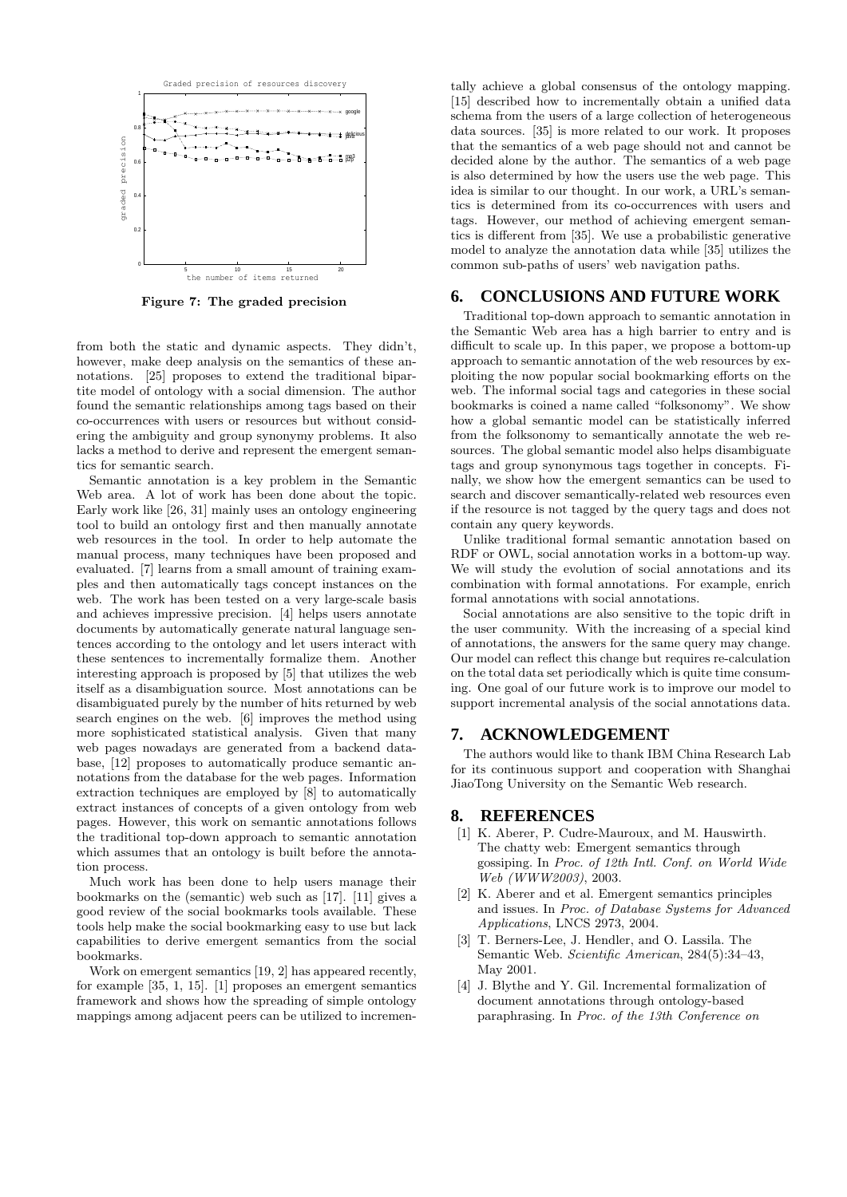Graded precision of resources discovery

1

0.8

0.6

0.4

0.2

0

graded precision

5 10 15 20

the number of items returned

google

delicious

jaro

mp3

jazz

**Figure 7: The graded precision**

from both the static and dynamic aspects. They didn't, however, make deep analysis on the semantics of these annotations. [25] proposes to extend the traditional bipartite model of ontology with a social dimension. The author found the semantic relationships among tags based on their co-occurrences with users or resources but without considering the ambiguity and group synonymy problems. It also lacks a method to derive and represent the emergent semantics for semantic search.

Semantic annotation is a key problem in the Semantic Web area. A lot of work has been done about the topic. Early work like [26, 31] mainly uses an ontology engineering tool to build an ontology first and then manually annotate web resources in the tool. In order to help automate the manual process, many techniques have been proposed and evaluated. [7] learns from a small amount of training examples and then automatically tags concept instances on the web. The work has been tested on a very large-scale basis and achieves impressive precision. [4] helps users annotate documents by automatically generate natural language sentences according to the ontology and let users interact with these sentences to incrementally formalize them. Another interesting approach is proposed by [5] that utilizes the web itself as a disambiguation source. Most annotations can be disambiguated purely by the number of hits returned by web search engines on the web. [6] improves the method using more sophisticated statistical analysis. Given that many web pages nowadays are generated from a backend database, [12] proposes to automatically produce semantic annotations from the database for the web pages. Information extraction techniques are employed by [8] to automatically extract instances of concepts of a given ontology from web pages. However, this work on semantic annotations follows the traditional top-down approach to semantic annotation which assumes that an ontology is built before the annotation process.

Much work has been done to help users manage their bookmarks on the (semantic) web such as [17]. [11] gives a good review of the social bookmarks tools available. These tools help make the social bookmarking easy to use but lack capabilities to derive emergent semantics from the social bookmarks.

Work on emergent semantics [19, 2] has appeared recently, for example [35, 1, 15]. [1] proposes an emergent semantics framework and shows how the spreading of simple ontology mappings among adjacent peers can be utilized to incrementally achieve a global consensus of the ontology mapping. [15] described how to incrementally obtain a unified data schema from the users of a large collection of heterogeneous data sources. [35] is more related to our work. It proposes that the semantics of a web page should not and cannot be decided alone by the author. The semantics of a web page is also determined by how the users use the web page. This idea is similar to our thought. In our work, a URL's semantics is determined from its co-occurrences with users and tags. However, our method of achieving emergent semantics is different from [35]. We use a probabilistic generative model to analyze the annotation data while [35] utilizes the common sub-paths of users' web navigation paths.

## 6. CONCLUSIONS AND FUTURE WORK

Traditional top-down approach to semantic annotation in the Semantic Web area has a high barrier to entry and is difficult to scale up. In this paper, we propose a bottom-up approach to semantic annotation of the web resources by exploiting the now popular social bookmarking efforts on the web. The informal social tags and categories in these social bookmarks is coined a name called "folksonomy". We show how a global semantic model can be statistically inferred from the folksonomy to semantically annotate the web resources. The global semantic model also helps disambiguate tags and group synonymous tags together in concepts. Finally, we show how the emergent semantics can be used to search and discover semantically-related web resources even if the resource is not tagged by the query tags and does not contain any query keywords.

Unlike traditional formal semantic annotation based on RDF or OWL, social annotation works in a bottom-up way. We will study the evolution of social annotations and its combination with formal annotations. For example, enrich formal annotations with social annotations.

Social annotations are also sensitive to the topic drift in the user community. With the increasing of a special kind of annotations, the answers for the same query may change. Our model can reflect this change but requires re-calculation on the total data set periodically which is quite time consuming. One goal of our future work is to improve our model to support incremental analysis of the social annotations data.

## 7. ACKNOWLEDGEMENT

The authors would like to thank IBM China Research Lab for its continuous support and cooperation with Shanghai JiaoTong University on the Semantic Web research.

## 8. REFERENCES

[1] K. Aberer, P. Cudre-Mauroux, and M. Hauswirth. The chatty web: Emergent semantics through gossiping. In *Proc. of 12th Intl. Conf. on World Wide Web (WWW2003)*, 2003.

[2] K. Aberer and et al. Emergent semantics principles and issues. In *Proc. of Database Systems for Advanced Applications*, LNCS 2973, 2004.

[3] T. Berners-Lee, J. Hendler, and O. Lassila. The Semantic Web. *Scientific American*, 284(5):34–43, May 2001.

[4] J. Blythe and Y. Gil. Incremental formalization of document annotations through ontology-based paraphrasing. In *Proc. of the 13th Conference on*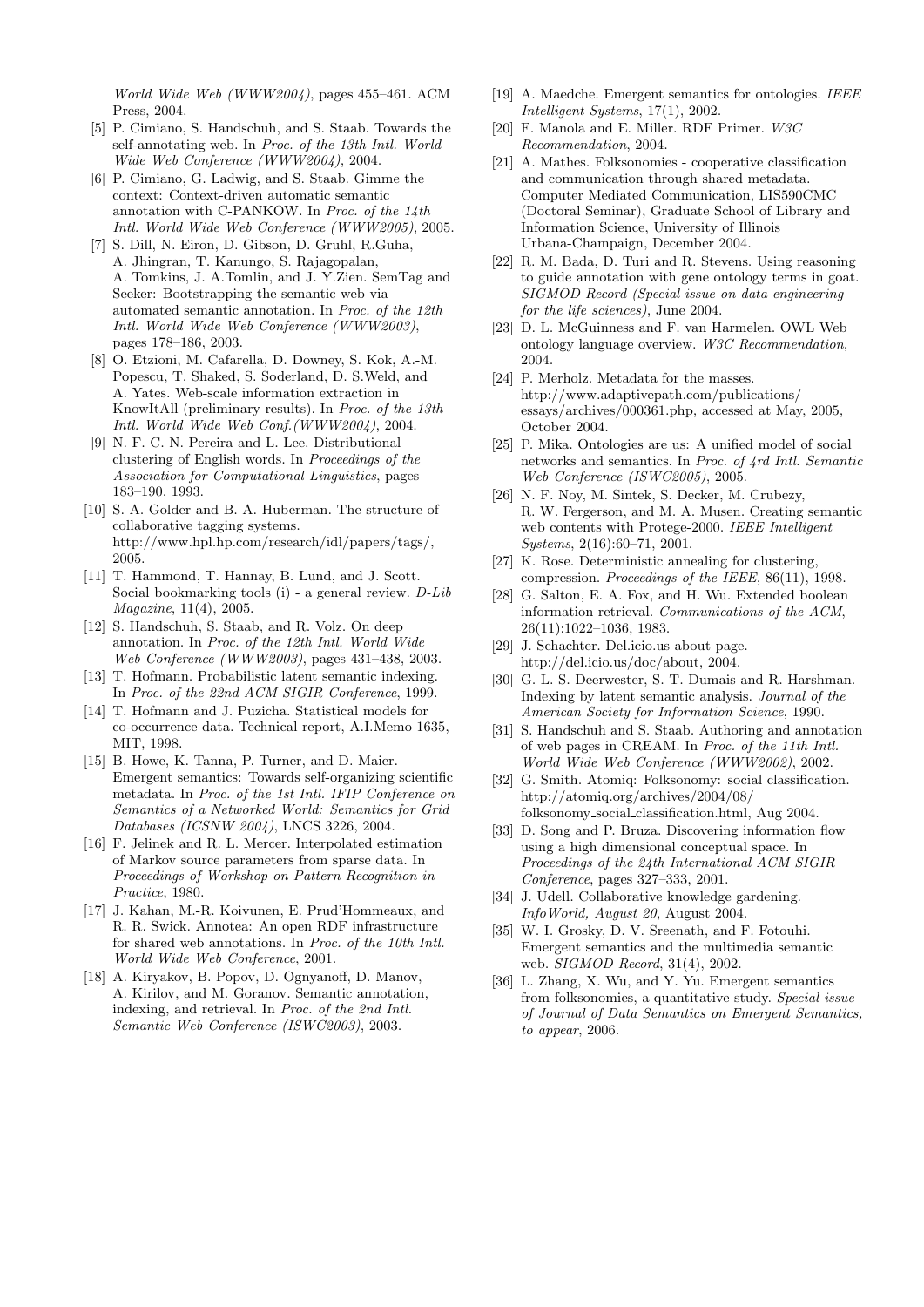*World Wide Web (WWW2004)*, pages 455–461. ACM Press, 2004.

[5] P. Cimiano, S. Handschuh, and S. Staab. Towards the self-annotating web. In *Proc. of the 13th Intl. World Wide Web Conference (WWW2004)*, 2004.

[6] P. Cimiano, G. Ladwig, and S. Staab. Gimme the context: Context-driven automatic semantic annotation with C-PANKOW. In *Proc. of the 14th Intl. World Wide Web Conference (WWW2005)*, 2005.

[7] S. Dill, N. Eiron, D. Gibson, D. Gruhl, R.Guha, A. Jhingran, T. Kanungo, S. Rajagopalan, A. Tomkins, J. A.Tomlin, and J. Y.Zien. SemTag and Seeker: Bootstrapping the semantic web via automated semantic annotation. In *Proc. of the 12th Intl. World Wide Web Conference (WWW2003)*, pages 178–186, 2003.

[8] O. Etzioni, M. Cafarella, D. Downey, S. Kok, A.-M. Popescu, T. Shaked, S. Soderland, D. S.Weld, and A. Yates. Web-scale information extraction in KnowItAll (preliminary results). In *Proc. of the 13th Intl. World Wide Web Conf.(WWW2004)*, 2004.

[9] N. F. C. N. Pereira and L. Lee. Distributional clustering of English words. In *Proceedings of the Association for Computational Linguistics*, pages 183–190, 1993.

[10] S. A. Golder and B. A. Huberman. The structure of collaborative tagging systems. http://www.hpl.hp.com/research/idl/papers/tags/, 2005.

[11] T. Hammond, T. Hannay, B. Lund, and J. Scott. Social bookmarking tools (i) - a general review. *D-Lib Magazine*, 11(4), 2005.

[12] S. Handschuh, S. Staab, and R. Volz. On deep annotation. In *Proc. of the 12th Intl. World Wide Web Conference (WWW2003)*, pages 431–438, 2003.

[13] T. Hofmann. Probabilistic latent semantic indexing. In *Proc. of the 22nd ACM SIGIR Conference*, 1999.

[14] T. Hofmann and J. Puzicha. Statistical models for co-occurrence data. Technical report, A.I.Memo 1635, MIT, 1998.

[15] B. Howe, K. Tanna, P. Turner, and D. Maier. Emergent semantics: Towards self-organizing scientific metadata. In *Proc. of the 1st Intl. IFIP Conference on Semantics of a Networked World: Semantics for Grid Databases (ICSNW 2004)*, LNCS 3226, 2004.

[16] F. Jelinek and R. L. Mercer. Interpolated estimation of Markov source parameters from sparse data. In *Proceedings of Workshop on Pattern Recognition in Practice*, 1980.

[17] J. Kahan, M.-R. Koivunen, E. Prud'Hommeaux, and R. R. Swick. Annotea: An open RDF infrastructure for shared web annotations. In *Proc. of the 10th Intl. World Wide Web Conference*, 2001.

[18] A. Kiryakov, B. Popov, D. Ognyanoff, D. Manov, A. Kirilov, and M. Goranov. Semantic annotation, indexing, and retrieval. In *Proc. of the 2nd Intl. Semantic Web Conference (ISWC2003)*, 2003.

[19] A. Maedche. Emergent semantics for ontologies. *IEEE Intelligent Systems*, 17(1), 2002.

[20] F. Manola and E. Miller. RDF Primer. *W3C Recommendation*, 2004.

[21] A. Mathes. Folksonomies - cooperative classification and communication through shared metadata. Computer Mediated Communication, LIS590CMC (Doctoral Seminar), Graduate School of Library and Information Science, University of Illinois Urbana-Champaign, December 2004.

[22] R. M. Bada, D. Turi and R. Stevens. Using reasoning to guide annotation with gene ontology terms in goat. *SIGMOD Record (Special issue on data engineering for the life sciences)*, June 2004.

[23] D. L. McGuinness and F. van Harmelen. OWL Web ontology language overview. *W3C Recommendation*, 2004.

[24] P. Merholz. Metadata for the masses. http://www.adaptivepath.com/publications/essays/archives/000361.php, accessed at May, 2005, October 2004.

[25] P. Mika. Ontologies are us: A unified model of social networks and semantics. In *Proc. of 4rd Intl. Semantic Web Conference (ISWC2005)*, 2005.

[26] N. F. Noy, M. Sintek, S. Decker, M. Crubezy, R. W. Fergerson, and M. A. Musen. Creating semantic web contents with Protege-2000. *IEEE Intelligent Systems*, 2(16):60–71, 2001.

[27] K. Rose. Deterministic annealing for clustering, compression. *Proceedings of the IEEE*, 86(11), 1998.

[28] G. Salton, E. A. Fox, and H. Wu. Extended boolean information retrieval. *Communications of the ACM*, 26(11):1022–1036, 1983.

[29] J. Schachter. Del.icio.us about page. http://del.icio.us/doc/about, 2004.

[30] G. L. S. Deerwester, S. T. Dumais and R. Harshman. Indexing by latent semantic analysis. *Journal of the American Society for Information Science*, 1990.

[31] S. Handschuh and S. Staab. Authoring and annotation of web pages in CREAM. In *Proc. of the 11th Intl. World Wide Web Conference (WWW2002)*, 2002.

[32] G. Smith. Atomiq: Folksonomy: social classification. http://atomiq.org/archives/2004/08/folksonomy_social_classification.html, Aug 2004.

[33] D. Song and P. Bruza. Discovering information flow using a high dimensional conceptual space. In *Proceedings of the 24th International ACM SIGIR Conference*, pages 327–333, 2001.

[34] J. Udell. Collaborative knowledge gardening. *InfoWorld, August 20*, August 2004.

[35] W. I. Grosky, D. V. Sreenath, and F. Fotouhi. Emergent semantics and the multimedia semantic web. *SIGMOD Record*, 31(4), 2002.

[36] L. Zhang, X. Wu, and Y. Yu. Emergent semantics from folksonomies, a quantitative study. *Special issue of Journal of Data Semantics on Emergent Semantics, to appear*, 2006.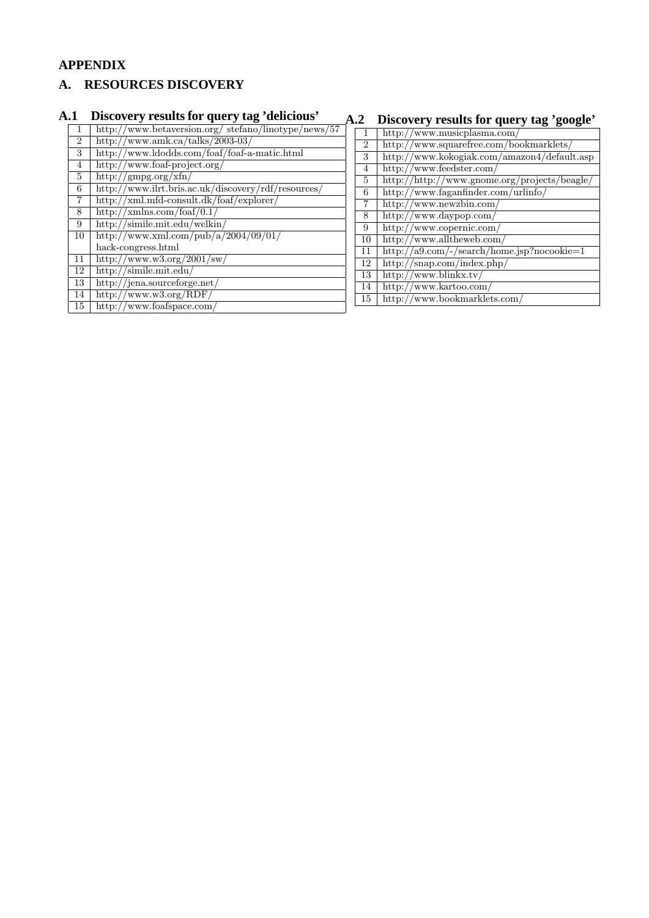# APPENDIX

## A. RESOURCES DISCOVERY

### A.1 Discovery results for query tag 'delicious'

| | |
|---|---|
| 1 | http://www.betaversion.org/ stefano/linotype/news/57 |
| 2 | http://www.amk.ca/talks/2003-03/ |
| 3 | http://www.ldodds.com/foaf/foaf-a-matic.html |
| 4 | http://www.foaf-project.org/ |
| 5 | http://gmpg.org/xfn/ |
| 6 | http://www.ilrt.bris.ac.uk/discovery/rdf/resources/ |
| 7 | http://xml.mfd-consult.dk/foaf/explorer/ |
| 8 | http://xmlns.com/foaf/0.1/ |
| 9 | http://simile.mit.edu/welkin/ |
| 10 | http://www.xml.com/pub/a/2004/09/01/ hack-congress.html |
| 11 | http://www.w3.org/2001/sw/ |
| 12 | http://simile.mit.edu/ |
| 13 | http://jena.sourceforge.net/ |
| 14 | http://www.w3.org/RDF/ |
| 15 | http://www.foafspace.com/ |

### A.2 Discovery results for query tag 'google'

| | |
|---|---|
| 1 | http://www.musicplasma.com/ |
| 2 | http://www.squarefree.com/bookmarklets/ |
| 3 | http://www.kokogiak.com/amazon4/default.asp |
| 4 | http://www.feedster.com/ |
| 5 | http://http://www.gnome.org/projects/beagle/ |
| 6 | http://www.faganfinder.com/urlinfo/ |
| 7 | http://www.newzbin.com/ |
| 8 | http://www.daypop.com/ |
| 9 | http://www.copernic.com/ |
| 10 | http://www.alltheweb.com/ |
| 11 | http://a9.com/-/search/home.jsp?nocookie=1 |
| 12 | http://snap.com/index.php/ |
| 13 | http://www.blinkx.tv/ |
| 14 | http://www.kartoo.com/ |
| 15 | http://www.bookmarklets.com/ |